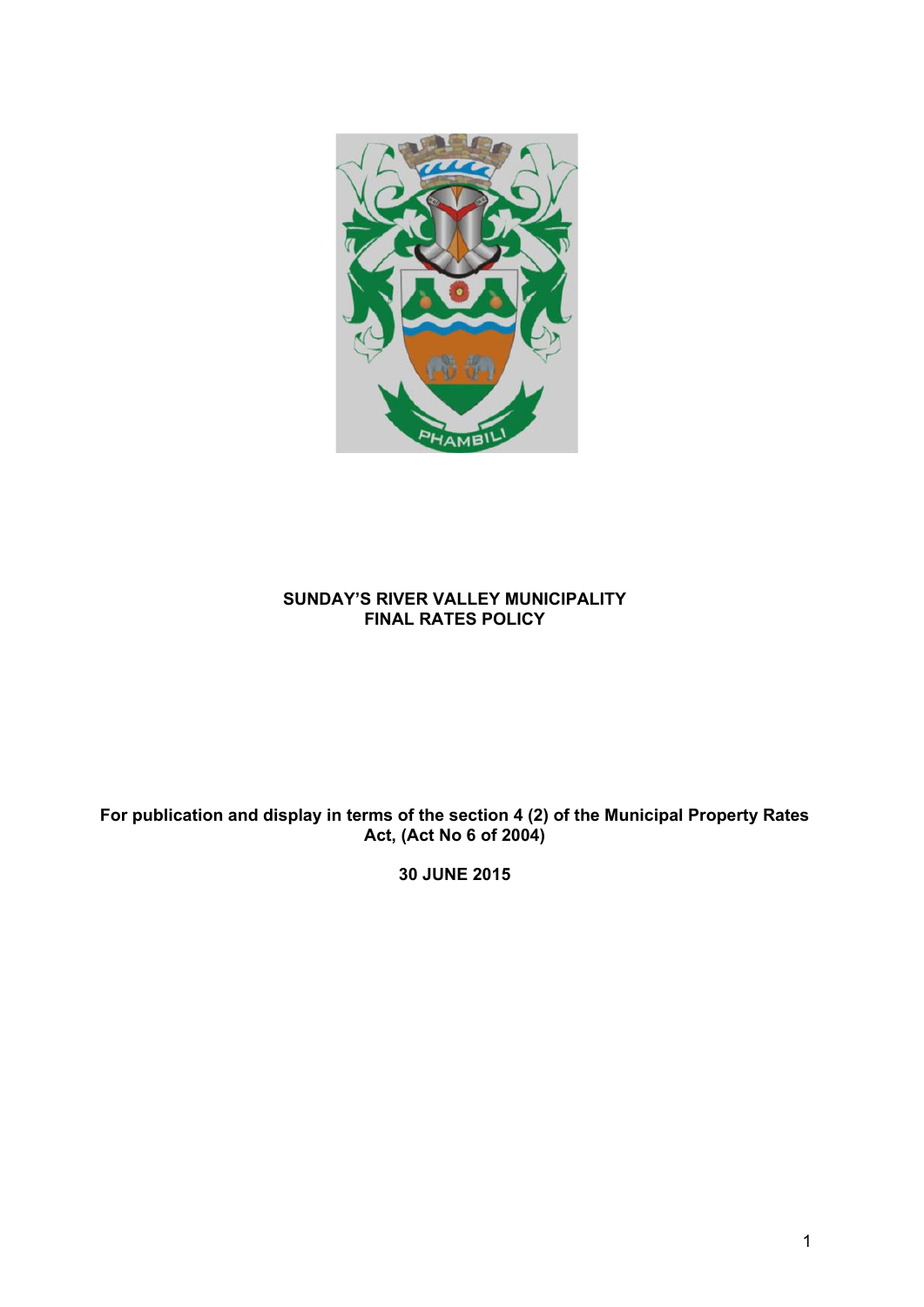**SUNDAY'S RIVER VALLEY MUNICIPALITY**
**FINAL RATES POLICY**

**For publication and display in terms of the section 4 (2) of the Municipal Property Rates Act, (Act No 6 of 2004)**

**30 JUNE 2015**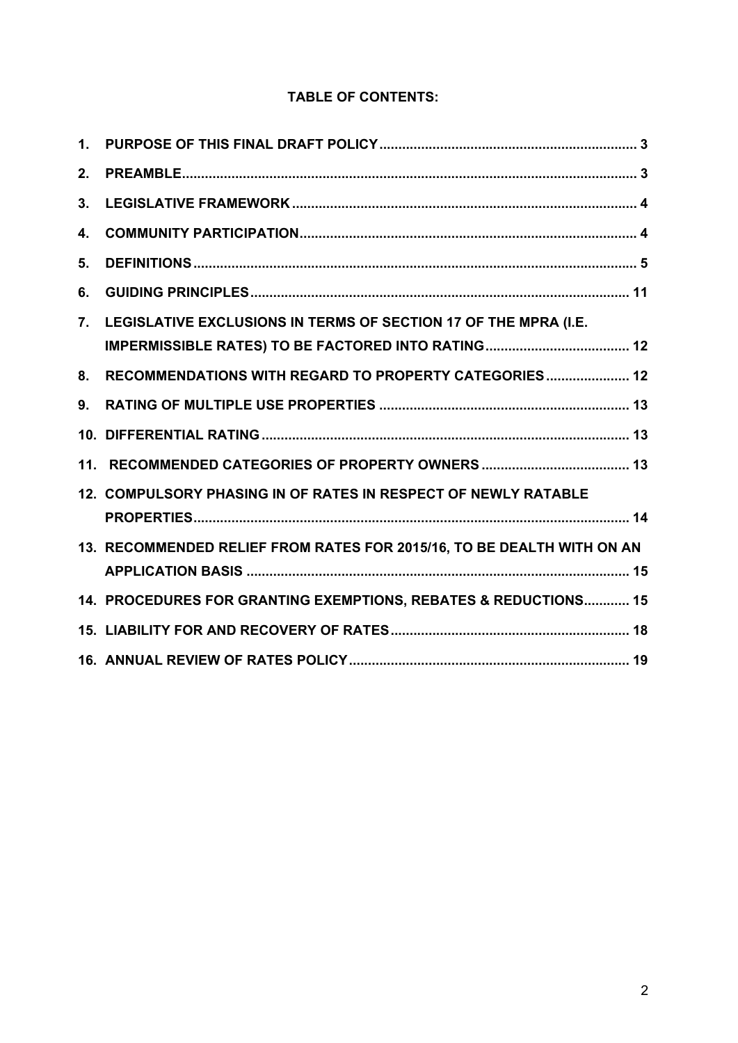**TABLE OF CONTENTS:**

1. PURPOSE OF THIS FINAL DRAFT POLICY .......... 3
2. PREAMBLE .......... 3
3. LEGISLATIVE FRAMEWORK .......... 4
4. COMMUNITY PARTICIPATION .......... 4
5. DEFINITIONS .......... 5
6. GUIDING PRINCIPLES .......... 11
7. LEGISLATIVE EXCLUSIONS IN TERMS OF SECTION 17 OF THE MPRA (I.E. IMPERMISSIBLE RATES) TO BE FACTORED INTO RATING .......... 12
8. RECOMMENDATIONS WITH REGARD TO PROPERTY CATEGORIES .......... 12
9. RATING OF MULTIPLE USE PROPERTIES .......... 13
10. DIFFERENTIAL RATING .......... 13
11. RECOMMENDED CATEGORIES OF PROPERTY OWNERS .......... 13
12. COMPULSORY PHASING IN OF RATES IN RESPECT OF NEWLY RATABLE PROPERTIES .......... 14
13. RECOMMENDED RELIEF FROM RATES FOR 2015/16, TO BE DEALTH WITH ON AN APPLICATION BASIS .......... 15
14. PROCEDURES FOR GRANTING EXEMPTIONS, REBATES & REDUCTIONS .......... 15
15. LIABILITY FOR AND RECOVERY OF RATES .......... 18
16. ANNUAL REVIEW OF RATES POLICY .......... 19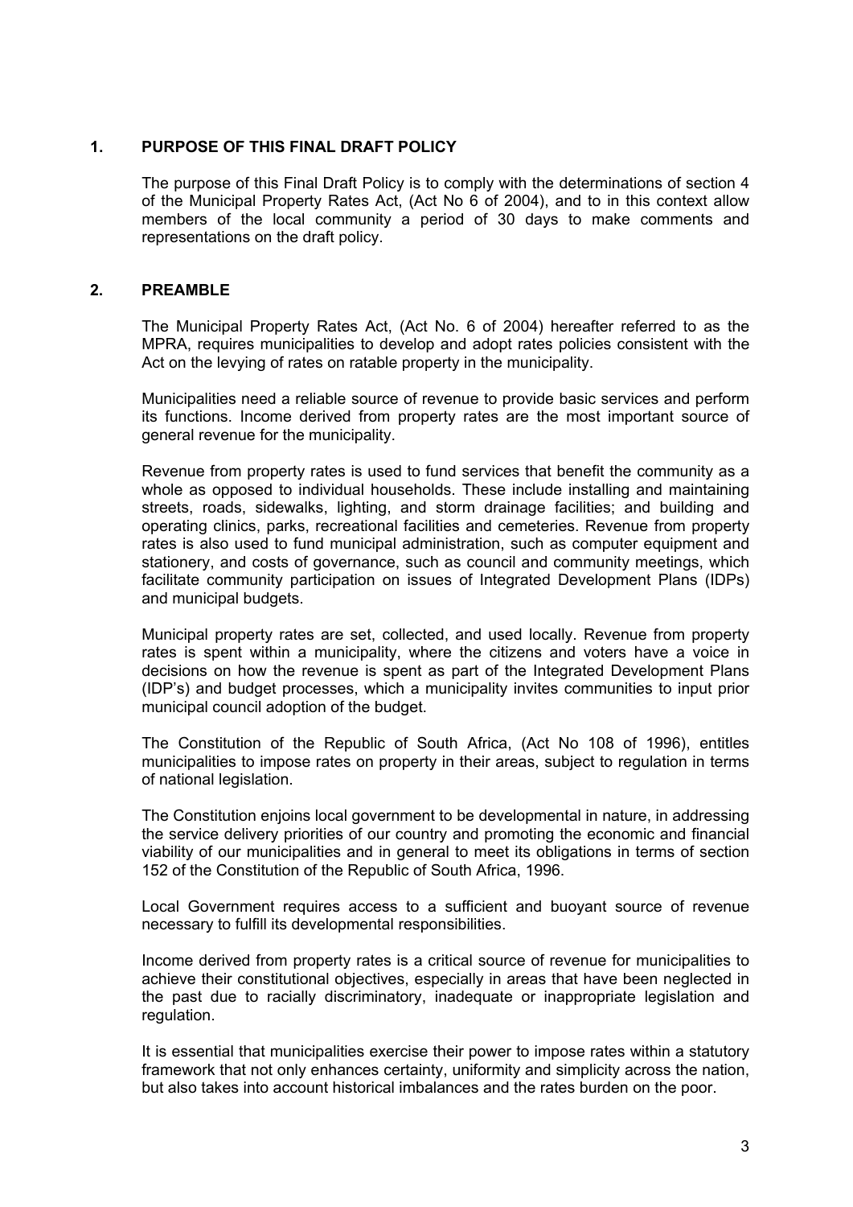## 1. PURPOSE OF THIS FINAL DRAFT POLICY

The purpose of this Final Draft Policy is to comply with the determinations of section 4 of the Municipal Property Rates Act, (Act No 6 of 2004), and to in this context allow members of the local community a period of 30 days to make comments and representations on the draft policy.

## 2. PREAMBLE

The Municipal Property Rates Act, (Act No. 6 of 2004) hereafter referred to as the MPRA, requires municipalities to develop and adopt rates policies consistent with the Act on the levying of rates on ratable property in the municipality.

Municipalities need a reliable source of revenue to provide basic services and perform its functions. Income derived from property rates are the most important source of general revenue for the municipality.

Revenue from property rates is used to fund services that benefit the community as a whole as opposed to individual households. These include installing and maintaining streets, roads, sidewalks, lighting, and storm drainage facilities; and building and operating clinics, parks, recreational facilities and cemeteries. Revenue from property rates is also used to fund municipal administration, such as computer equipment and stationery, and costs of governance, such as council and community meetings, which facilitate community participation on issues of Integrated Development Plans (IDPs) and municipal budgets.

Municipal property rates are set, collected, and used locally. Revenue from property rates is spent within a municipality, where the citizens and voters have a voice in decisions on how the revenue is spent as part of the Integrated Development Plans (IDP's) and budget processes, which a municipality invites communities to input prior municipal council adoption of the budget.

The Constitution of the Republic of South Africa, (Act No 108 of 1996), entitles municipalities to impose rates on property in their areas, subject to regulation in terms of national legislation.

The Constitution enjoins local government to be developmental in nature, in addressing the service delivery priorities of our country and promoting the economic and financial viability of our municipalities and in general to meet its obligations in terms of section 152 of the Constitution of the Republic of South Africa, 1996.

Local Government requires access to a sufficient and buoyant source of revenue necessary to fulfill its developmental responsibilities.

Income derived from property rates is a critical source of revenue for municipalities to achieve their constitutional objectives, especially in areas that have been neglected in the past due to racially discriminatory, inadequate or inappropriate legislation and regulation.

It is essential that municipalities exercise their power to impose rates within a statutory framework that not only enhances certainty, uniformity and simplicity across the nation, but also takes into account historical imbalances and the rates burden on the poor.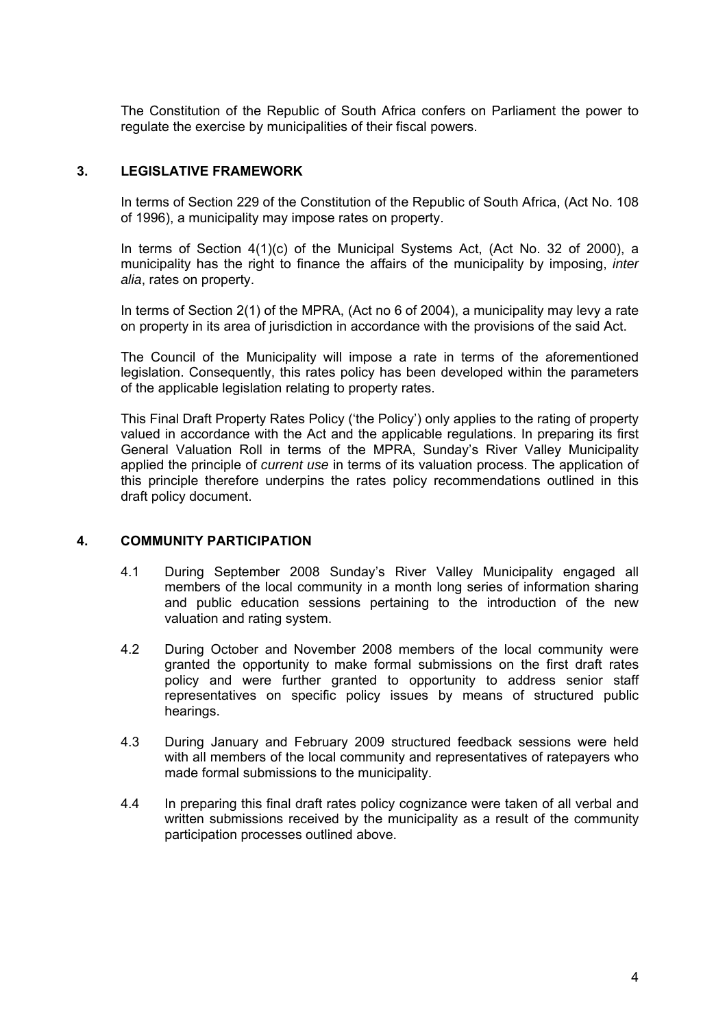The Constitution of the Republic of South Africa confers on Parliament the power to regulate the exercise by municipalities of their fiscal powers.

## 3. LEGISLATIVE FRAMEWORK

In terms of Section 229 of the Constitution of the Republic of South Africa, (Act No. 108 of 1996), a municipality may impose rates on property.

In terms of Section 4(1)(c) of the Municipal Systems Act, (Act No. 32 of 2000), a municipality has the right to finance the affairs of the municipality by imposing, *inter alia*, rates on property.

In terms of Section 2(1) of the MPRA, (Act no 6 of 2004), a municipality may levy a rate on property in its area of jurisdiction in accordance with the provisions of the said Act.

The Council of the Municipality will impose a rate in terms of the aforementioned legislation. Consequently, this rates policy has been developed within the parameters of the applicable legislation relating to property rates.

This Final Draft Property Rates Policy ('the Policy') only applies to the rating of property valued in accordance with the Act and the applicable regulations. In preparing its first General Valuation Roll in terms of the MPRA, Sunday's River Valley Municipality applied the principle of *current use* in terms of its valuation process. The application of this principle therefore underpins the rates policy recommendations outlined in this draft policy document.

## 4. COMMUNITY PARTICIPATION

4.1 During September 2008 Sunday's River Valley Municipality engaged all members of the local community in a month long series of information sharing and public education sessions pertaining to the introduction of the new valuation and rating system.

4.2 During October and November 2008 members of the local community were granted the opportunity to make formal submissions on the first draft rates policy and were further granted to opportunity to address senior staff representatives on specific policy issues by means of structured public hearings.

4.3 During January and February 2009 structured feedback sessions were held with all members of the local community and representatives of ratepayers who made formal submissions to the municipality.

4.4 In preparing this final draft rates policy cognizance were taken of all verbal and written submissions received by the municipality as a result of the community participation processes outlined above.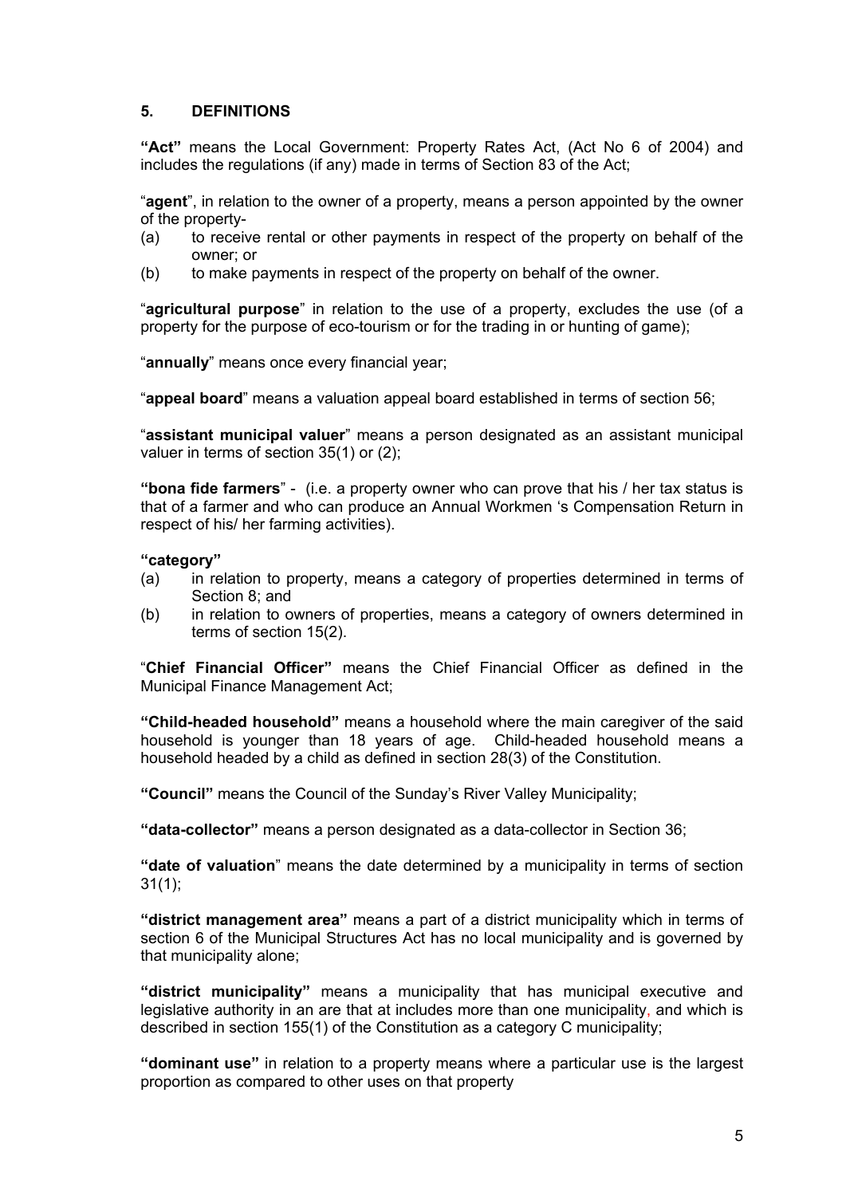## 5. DEFINITIONS

**"Act"** means the Local Government: Property Rates Act, (Act No 6 of 2004) and includes the regulations (if any) made in terms of Section 83 of the Act;

"**agent**", in relation to the owner of a property, means a person appointed by the owner of the property-

(a) to receive rental or other payments in respect of the property on behalf of the owner; or
(b) to make payments in respect of the property on behalf of the owner.

"**agricultural purpose**" in relation to the use of a property, excludes the use (of a property for the purpose of eco-tourism or for the trading in or hunting of game);

"**annually**" means once every financial year;

"**appeal board**" means a valuation appeal board established in terms of section 56;

"**assistant municipal valuer**" means a person designated as an assistant municipal valuer in terms of section 35(1) or (2);

**"bona fide farmers**" - (i.e. a property owner who can prove that his / her tax status is that of a farmer and who can produce an Annual Workmen 's Compensation Return in respect of his/ her farming activities).

**"category"**

(a) in relation to property, means a category of properties determined in terms of Section 8; and
(b) in relation to owners of properties, means a category of owners determined in terms of section 15(2).

"**Chief Financial Officer"** means the Chief Financial Officer as defined in the Municipal Finance Management Act;

**"Child-headed household"** means a household where the main caregiver of the said household is younger than 18 years of age. Child-headed household means a household headed by a child as defined in section 28(3) of the Constitution.

**"Council"** means the Council of the Sunday's River Valley Municipality;

**"data-collector"** means a person designated as a data-collector in Section 36;

**"date of valuation**" means the date determined by a municipality in terms of section 31(1);

**"district management area"** means a part of a district municipality which in terms of section 6 of the Municipal Structures Act has no local municipality and is governed by that municipality alone;

**"district municipality"** means a municipality that has municipal executive and legislative authority in an are that at includes more than one municipality, and which is described in section 155(1) of the Constitution as a category C municipality;

**"dominant use"** in relation to a property means where a particular use is the largest proportion as compared to other uses on that property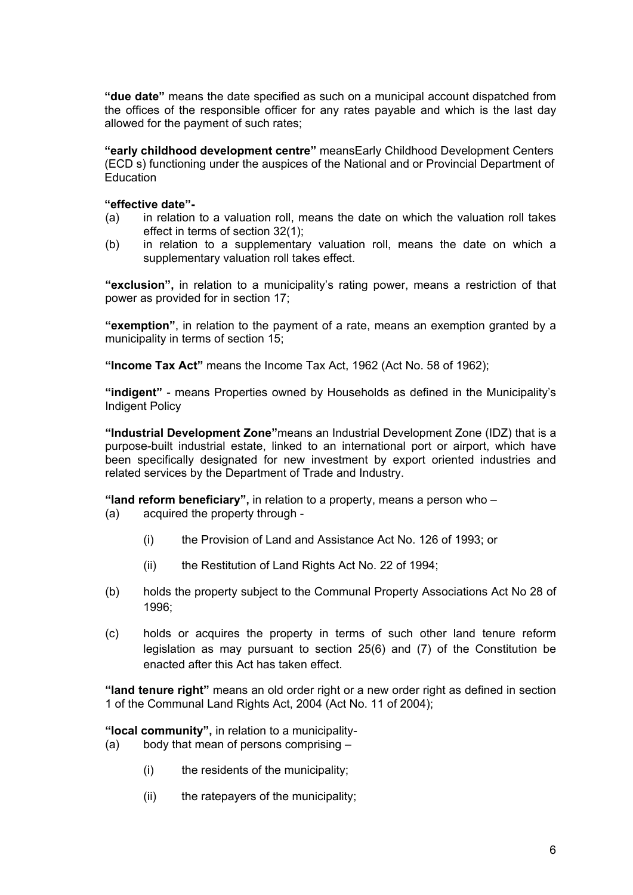**"due date"** means the date specified as such on a municipal account dispatched from the offices of the responsible officer for any rates payable and which is the last day allowed for the payment of such rates;

**"early childhood development centre"** meansEarly Childhood Development Centers (ECD s) functioning under the auspices of the National and or Provincial Department of Education

**"effective date"-**

(a) in relation to a valuation roll, means the date on which the valuation roll takes effect in terms of section 32(1);

(b) in relation to a supplementary valuation roll, means the date on which a supplementary valuation roll takes effect.

**"exclusion",** in relation to a municipality's rating power, means a restriction of that power as provided for in section 17;

**"exemption"**, in relation to the payment of a rate, means an exemption granted by a municipality in terms of section 15;

**"Income Tax Act"** means the Income Tax Act, 1962 (Act No. 58 of 1962);

**"indigent"** - means Properties owned by Households as defined in the Municipality's Indigent Policy

**"Industrial Development Zone"**means an Industrial Development Zone (IDZ) that is a purpose-built industrial estate, linked to an international port or airport, which have been specifically designated for new investment by export oriented industries and related services by the Department of Trade and Industry.

**"land reform beneficiary",** in relation to a property, means a person who –

(a) acquired the property through -

 (i) the Provision of Land and Assistance Act No. 126 of 1993; or

 (ii) the Restitution of Land Rights Act No. 22 of 1994;

(b) holds the property subject to the Communal Property Associations Act No 28 of 1996;

(c) holds or acquires the property in terms of such other land tenure reform legislation as may pursuant to section 25(6) and (7) of the Constitution be enacted after this Act has taken effect.

**"land tenure right"** means an old order right or a new order right as defined in section 1 of the Communal Land Rights Act, 2004 (Act No. 11 of 2004);

**"local community",** in relation to a municipality-

(a) body that mean of persons comprising –

 (i) the residents of the municipality;

 (ii) the ratepayers of the municipality;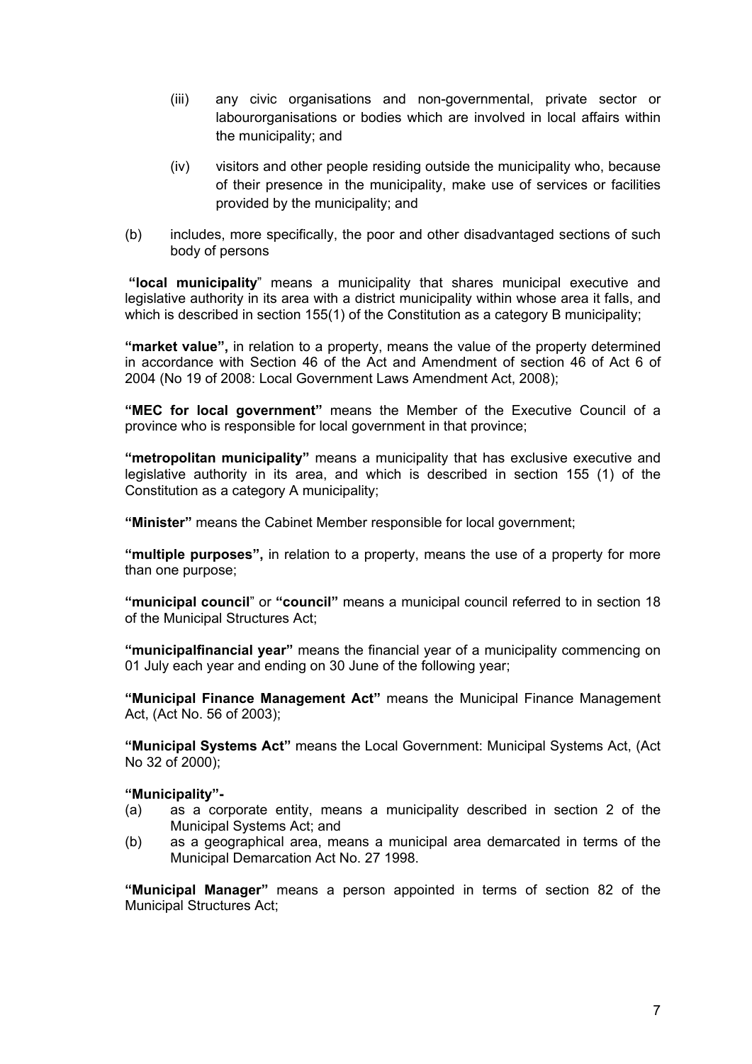(iii) any civic organisations and non-governmental, private sector or labourorganisations or bodies which are involved in local affairs within the municipality; and

(iv) visitors and other people residing outside the municipality who, because of their presence in the municipality, make use of services or facilities provided by the municipality; and

(b) includes, more specifically, the poor and other disadvantaged sections of such body of persons

**"local municipality**" means a municipality that shares municipal executive and legislative authority in its area with a district municipality within whose area it falls, and which is described in section 155(1) of the Constitution as a category B municipality;

**"market value",** in relation to a property, means the value of the property determined in accordance with Section 46 of the Act and Amendment of section 46 of Act 6 of 2004 (No 19 of 2008: Local Government Laws Amendment Act, 2008);

**"MEC for local government"** means the Member of the Executive Council of a province who is responsible for local government in that province;

**"metropolitan municipality"** means a municipality that has exclusive executive and legislative authority in its area, and which is described in section 155 (1) of the Constitution as a category A municipality;

**"Minister"** means the Cabinet Member responsible for local government;

**"multiple purposes",** in relation to a property, means the use of a property for more than one purpose;

**"municipal council**" or **"council"** means a municipal council referred to in section 18 of the Municipal Structures Act;

**"municipalfinancial year"** means the financial year of a municipality commencing on 01 July each year and ending on 30 June of the following year;

**"Municipal Finance Management Act"** means the Municipal Finance Management Act, (Act No. 56 of 2003);

**"Municipal Systems Act"** means the Local Government: Municipal Systems Act, (Act No 32 of 2000);

**"Municipality"-**

(a) as a corporate entity, means a municipality described in section 2 of the Municipal Systems Act; and

(b) as a geographical area, means a municipal area demarcated in terms of the Municipal Demarcation Act No. 27 1998.

**"Municipal Manager"** means a person appointed in terms of section 82 of the Municipal Structures Act;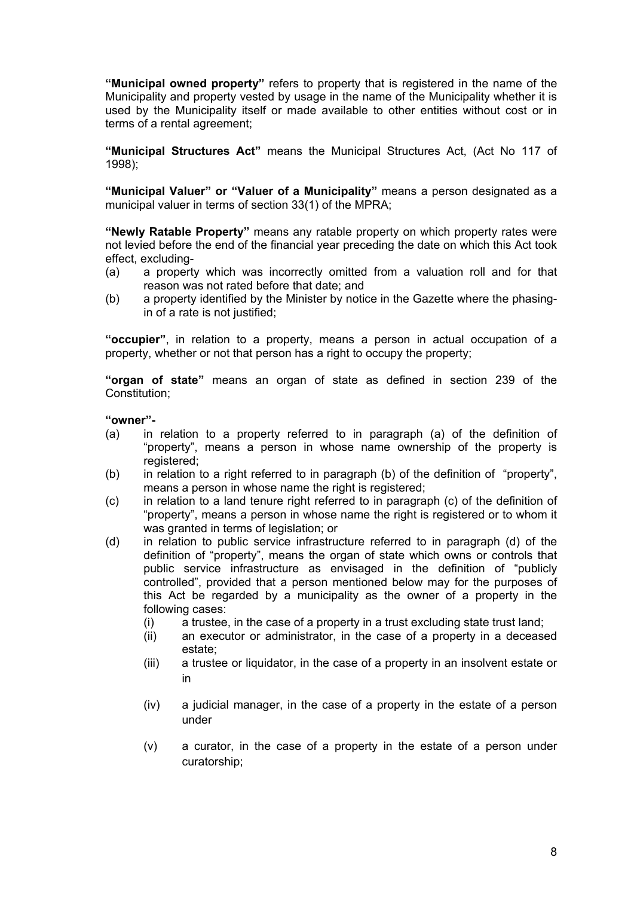**"Municipal owned property"** refers to property that is registered in the name of the Municipality and property vested by usage in the name of the Municipality whether it is used by the Municipality itself or made available to other entities without cost or in terms of a rental agreement;

**"Municipal Structures Act"** means the Municipal Structures Act, (Act No 117 of 1998);

**"Municipal Valuer" or "Valuer of a Municipality"** means a person designated as a municipal valuer in terms of section 33(1) of the MPRA;

**"Newly Ratable Property"** means any ratable property on which property rates were not levied before the end of the financial year preceding the date on which this Act took effect, excluding-

(a) a property which was incorrectly omitted from a valuation roll and for that reason was not rated before that date; and
(b) a property identified by the Minister by notice in the Gazette where the phasing-in of a rate is not justified;

**"occupier"**, in relation to a property, means a person in actual occupation of a property, whether or not that person has a right to occupy the property;

**"organ of state"** means an organ of state as defined in section 239 of the Constitution;

**"owner"-**

(a) in relation to a property referred to in paragraph (a) of the definition of "property", means a person in whose name ownership of the property is registered;
(b) in relation to a right referred to in paragraph (b) of the definition of "property", means a person in whose name the right is registered;
(c) in relation to a land tenure right referred to in paragraph (c) of the definition of "property", means a person in whose name the right is registered or to whom it was granted in terms of legislation; or
(d) in relation to public service infrastructure referred to in paragraph (d) of the definition of "property", means the organ of state which owns or controls that public service infrastructure as envisaged in the definition of "publicly controlled", provided that a person mentioned below may for the purposes of this Act be regarded by a municipality as the owner of a property in the following cases:
    (i) a trustee, in the case of a property in a trust excluding state trust land;
    (ii) an executor or administrator, in the case of a property in a deceased estate;
    (iii) a trustee or liquidator, in the case of a property in an insolvent estate or in
    (iv) a judicial manager, in the case of a property in the estate of a person under
    (v) a curator, in the case of a property in the estate of a person under curatorship;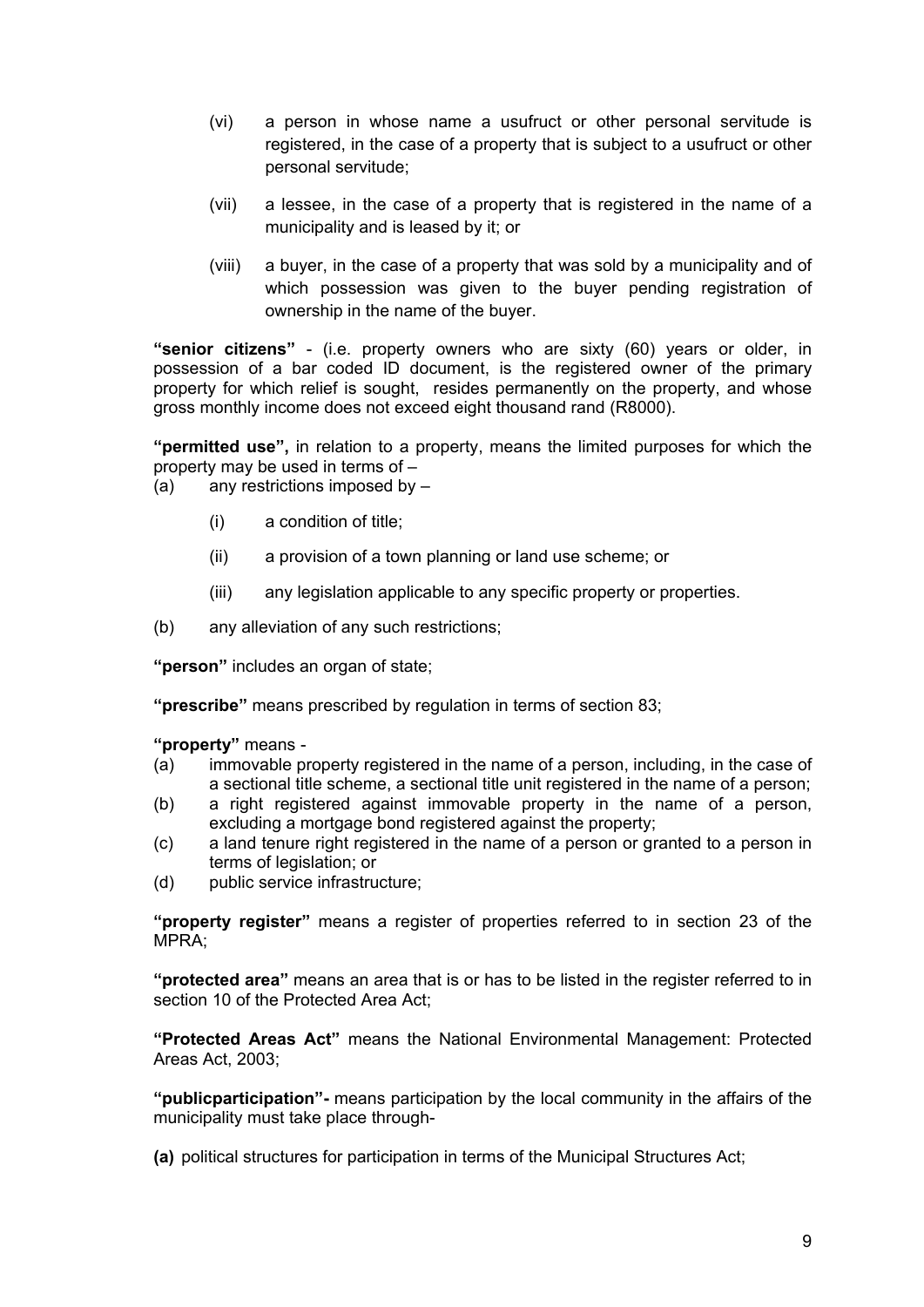(vi) a person in whose name a usufruct or other personal servitude is registered, in the case of a property that is subject to a usufruct or other personal servitude;

(vii) a lessee, in the case of a property that is registered in the name of a municipality and is leased by it; or

(viii) a buyer, in the case of a property that was sold by a municipality and of which possession was given to the buyer pending registration of ownership in the name of the buyer.

**"senior citizens"** - (i.e. property owners who are sixty (60) years or older, in possession of a bar coded ID document, is the registered owner of the primary property for which relief is sought, resides permanently on the property, and whose gross monthly income does not exceed eight thousand rand (R8000).

**"permitted use",** in relation to a property, means the limited purposes for which the property may be used in terms of –

(a) any restrictions imposed by –

  (i) a condition of title;

  (ii) a provision of a town planning or land use scheme; or

  (iii) any legislation applicable to any specific property or properties.

(b) any alleviation of any such restrictions;

**"person"** includes an organ of state;

**"prescribe"** means prescribed by regulation in terms of section 83;

**"property"** means -

(a) immovable property registered in the name of a person, including, in the case of a sectional title scheme, a sectional title unit registered in the name of a person;

(b) a right registered against immovable property in the name of a person, excluding a mortgage bond registered against the property;

(c) a land tenure right registered in the name of a person or granted to a person in terms of legislation; or

(d) public service infrastructure;

**"property register"** means a register of properties referred to in section 23 of the MPRA;

**"protected area"** means an area that is or has to be listed in the register referred to in section 10 of the Protected Area Act;

**"Protected Areas Act"** means the National Environmental Management: Protected Areas Act, 2003;

**"publicparticipation"-** means participation by the local community in the affairs of the municipality must take place through-

**(a)** political structures for participation in terms of the Municipal Structures Act;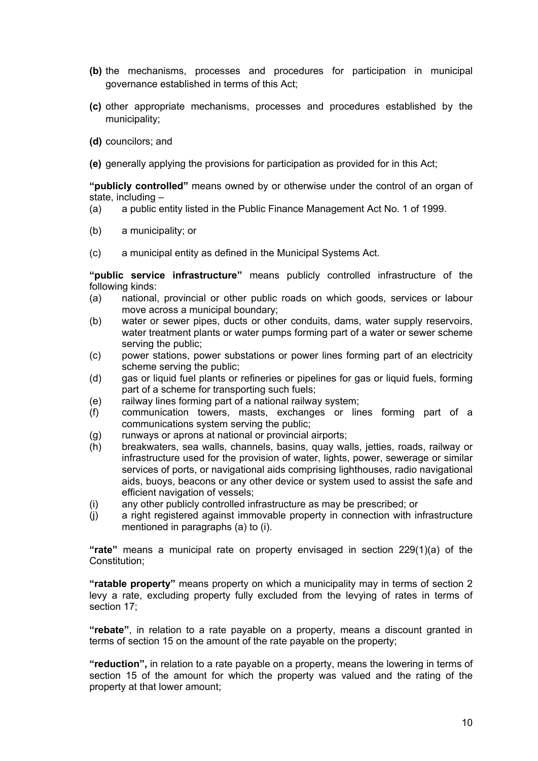**(b)** the mechanisms, processes and procedures for participation in municipal governance established in terms of this Act;

**(c)** other appropriate mechanisms, processes and procedures established by the municipality;

**(d)** councilors; and

**(e)** generally applying the provisions for participation as provided for in this Act;

**"publicly controlled"** means owned by or otherwise under the control of an organ of state, including –

(a) a public entity listed in the Public Finance Management Act No. 1 of 1999.

(b) a municipality; or

(c) a municipal entity as defined in the Municipal Systems Act.

**"public service infrastructure"** means publicly controlled infrastructure of the following kinds:

(a) national, provincial or other public roads on which goods, services or labour move across a municipal boundary;
(b) water or sewer pipes, ducts or other conduits, dams, water supply reservoirs, water treatment plants or water pumps forming part of a water or sewer scheme serving the public;
(c) power stations, power substations or power lines forming part of an electricity scheme serving the public;
(d) gas or liquid fuel plants or refineries or pipelines for gas or liquid fuels, forming part of a scheme for transporting such fuels;
(e) railway lines forming part of a national railway system;
(f) communication towers, masts, exchanges or lines forming part of a communications system serving the public;
(g) runways or aprons at national or provincial airports;
(h) breakwaters, sea walls, channels, basins, quay walls, jetties, roads, railway or infrastructure used for the provision of water, lights, power, sewerage or similar services of ports, or navigational aids comprising lighthouses, radio navigational aids, buoys, beacons or any other device or system used to assist the safe and efficient navigation of vessels;
(i) any other publicly controlled infrastructure as may be prescribed; or
(j) a right registered against immovable property in connection with infrastructure mentioned in paragraphs (a) to (i).

**"rate"** means a municipal rate on property envisaged in section 229(1)(a) of the Constitution;

**"ratable property"** means property on which a municipality may in terms of section 2 levy a rate, excluding property fully excluded from the levying of rates in terms of section 17;

**"rebate"**, in relation to a rate payable on a property, means a discount granted in terms of section 15 on the amount of the rate payable on the property;

**"reduction",** in relation to a rate payable on a property, means the lowering in terms of section 15 of the amount for which the property was valued and the rating of the property at that lower amount;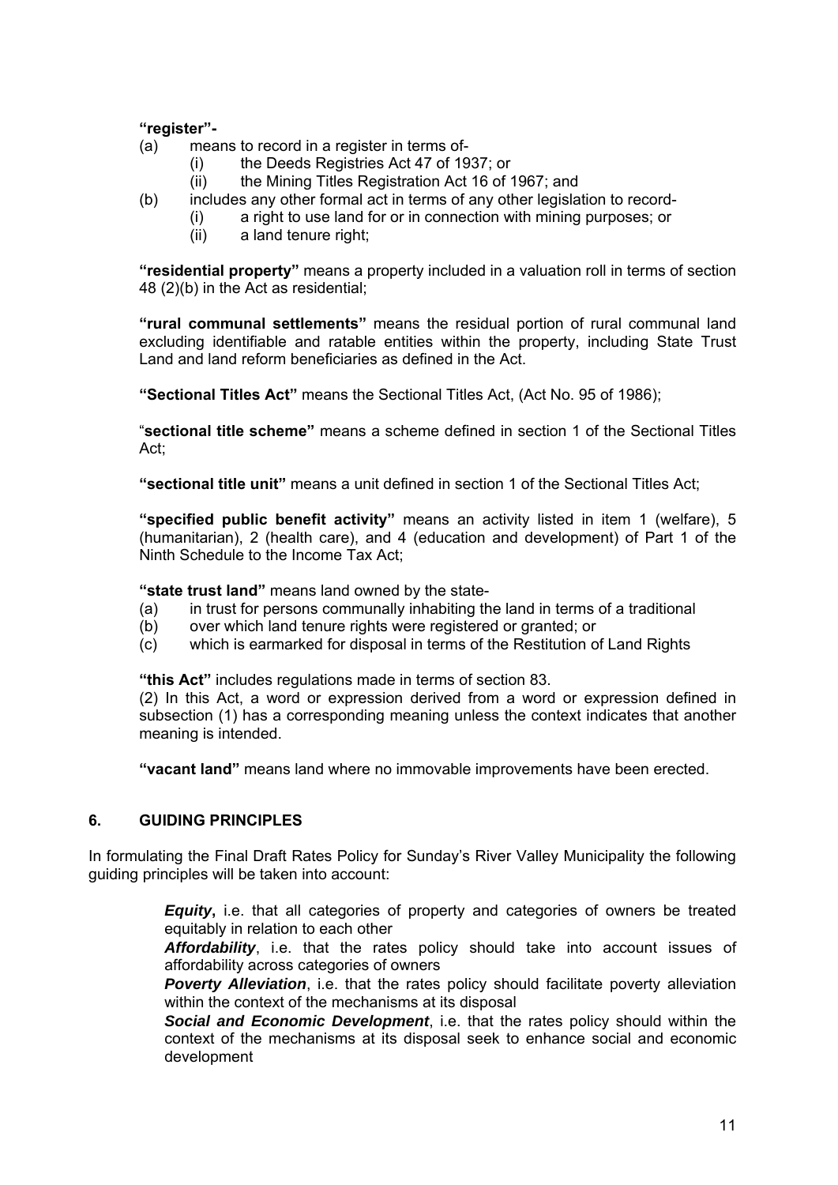**"register"-**

(a) means to record in a register in terms of-
  (i) the Deeds Registries Act 47 of 1937; or
  (ii) the Mining Titles Registration Act 16 of 1967; and
(b) includes any other formal act in terms of any other legislation to record-
  (i) a right to use land for or in connection with mining purposes; or
  (ii) a land tenure right;

**"residential property"** means a property included in a valuation roll in terms of section 48 (2)(b) in the Act as residential;

**"rural communal settlements"** means the residual portion of rural communal land excluding identifiable and ratable entities within the property, including State Trust Land and land reform beneficiaries as defined in the Act.

**"Sectional Titles Act"** means the Sectional Titles Act, (Act No. 95 of 1986);

"**sectional title scheme"** means a scheme defined in section 1 of the Sectional Titles Act;

**"sectional title unit"** means a unit defined in section 1 of the Sectional Titles Act;

**"specified public benefit activity"** means an activity listed in item 1 (welfare), 5 (humanitarian), 2 (health care), and 4 (education and development) of Part 1 of the Ninth Schedule to the Income Tax Act;

**"state trust land"** means land owned by the state-

(a) in trust for persons communally inhabiting the land in terms of a traditional
(b) over which land tenure rights were registered or granted; or
(c) which is earmarked for disposal in terms of the Restitution of Land Rights

**"this Act"** includes regulations made in terms of section 83.

(2) In this Act, a word or expression derived from a word or expression defined in subsection (1) has a corresponding meaning unless the context indicates that another meaning is intended.

**"vacant land"** means land where no immovable improvements have been erected.

## 6. GUIDING PRINCIPLES

In formulating the Final Draft Rates Policy for Sunday's River Valley Municipality the following guiding principles will be taken into account:

> ***Equity***, i.e. that all categories of property and categories of owners be treated equitably in relation to each other
>
> ***Affordability***, i.e. that the rates policy should take into account issues of affordability across categories of owners
>
> ***Poverty Alleviation***, i.e. that the rates policy should facilitate poverty alleviation within the context of the mechanisms at its disposal
>
> ***Social and Economic Development***, i.e. that the rates policy should within the context of the mechanisms at its disposal seek to enhance social and economic development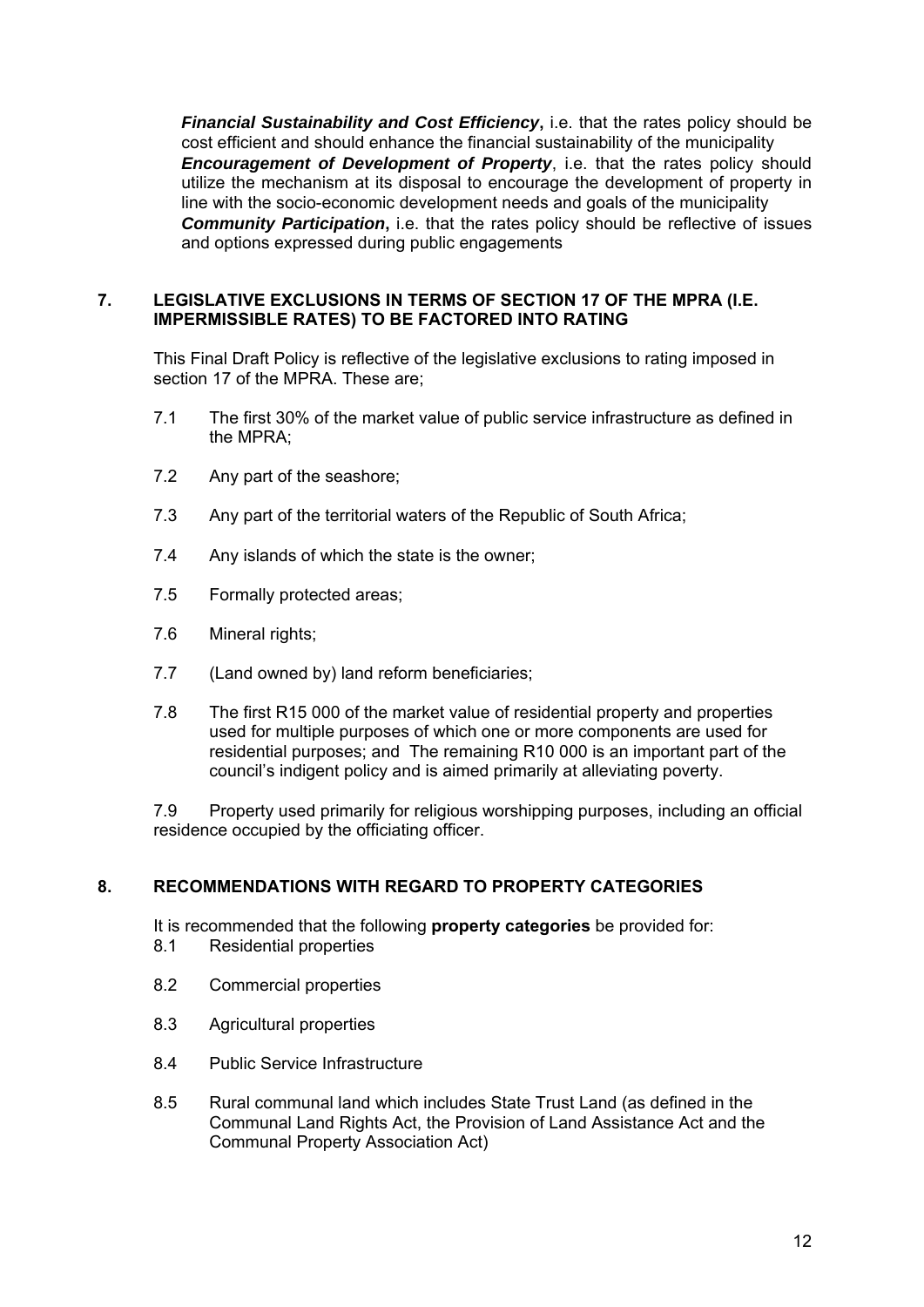***Financial Sustainability and Cost Efficiency*****,** i.e. that the rates policy should be cost efficient and should enhance the financial sustainability of the municipality

***Encouragement of Development of Property***, i.e. that the rates policy should utilize the mechanism at its disposal to encourage the development of property in line with the socio-economic development needs and goals of the municipality

***Community Participation*****,** i.e. that the rates policy should be reflective of issues and options expressed during public engagements

## 7. LEGISLATIVE EXCLUSIONS IN TERMS OF SECTION 17 OF THE MPRA (I.E. IMPERMISSIBLE RATES) TO BE FACTORED INTO RATING

This Final Draft Policy is reflective of the legislative exclusions to rating imposed in section 17 of the MPRA. These are;

7.1 The first 30% of the market value of public service infrastructure as defined in the MPRA;

7.2 Any part of the seashore;

7.3 Any part of the territorial waters of the Republic of South Africa;

7.4 Any islands of which the state is the owner;

7.5 Formally protected areas;

7.6 Mineral rights;

7.7 (Land owned by) land reform beneficiaries;

7.8 The first R15 000 of the market value of residential property and properties used for multiple purposes of which one or more components are used for residential purposes; and The remaining R10 000 is an important part of the council's indigent policy and is aimed primarily at alleviating poverty.

7.9 Property used primarily for religious worshipping purposes, including an official residence occupied by the officiating officer.

## 8. RECOMMENDATIONS WITH REGARD TO PROPERTY CATEGORIES

It is recommended that the following **property categories** be provided for:

8.1 Residential properties

8.2 Commercial properties

8.3 Agricultural properties

8.4 Public Service Infrastructure

8.5 Rural communal land which includes State Trust Land (as defined in the Communal Land Rights Act, the Provision of Land Assistance Act and the Communal Property Association Act)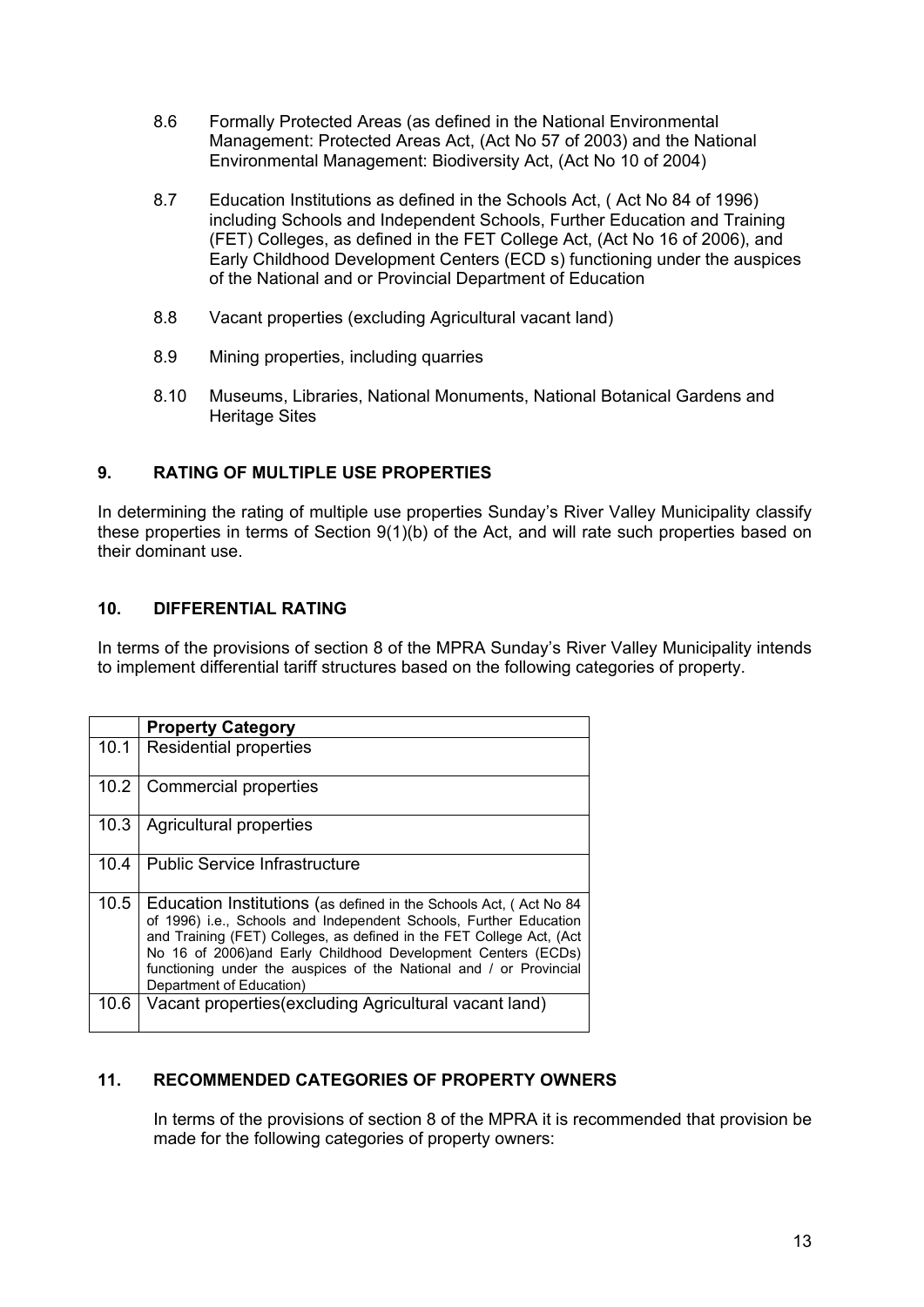8.6 Formally Protected Areas (as defined in the National Environmental Management: Protected Areas Act, (Act No 57 of 2003) and the National Environmental Management: Biodiversity Act, (Act No 10 of 2004)

8.7 Education Institutions as defined in the Schools Act, ( Act No 84 of 1996) including Schools and Independent Schools, Further Education and Training (FET) Colleges, as defined in the FET College Act, (Act No 16 of 2006), and Early Childhood Development Centers (ECD s) functioning under the auspices of the National and or Provincial Department of Education

8.8 Vacant properties (excluding Agricultural vacant land)

8.9 Mining properties, including quarries

8.10 Museums, Libraries, National Monuments, National Botanical Gardens and Heritage Sites

## 9. RATING OF MULTIPLE USE PROPERTIES

In determining the rating of multiple use properties Sunday's River Valley Municipality classify these properties in terms of Section 9(1)(b) of the Act, and will rate such properties based on their dominant use.

## 10. DIFFERENTIAL RATING

In terms of the provisions of section 8 of the MPRA Sunday's River Valley Municipality intends to implement differential tariff structures based on the following categories of property.

| | **Property Category** |
|---|---|
| 10.1 | Residential properties |
| 10.2 | Commercial properties |
| 10.3 | Agricultural properties |
| 10.4 | Public Service Infrastructure |
| 10.5 | Education Institutions (as defined in the Schools Act, ( Act No 84 of 1996) i.e., Schools and Independent Schools, Further Education and Training (FET) Colleges, as defined in the FET College Act, (Act No 16 of 2006)and Early Childhood Development Centers (ECDs) functioning under the auspices of the National and / or Provincial Department of Education) |
| 10.6 | Vacant properties(excluding Agricultural vacant land) |

## 11. RECOMMENDED CATEGORIES OF PROPERTY OWNERS

In terms of the provisions of section 8 of the MPRA it is recommended that provision be made for the following categories of property owners: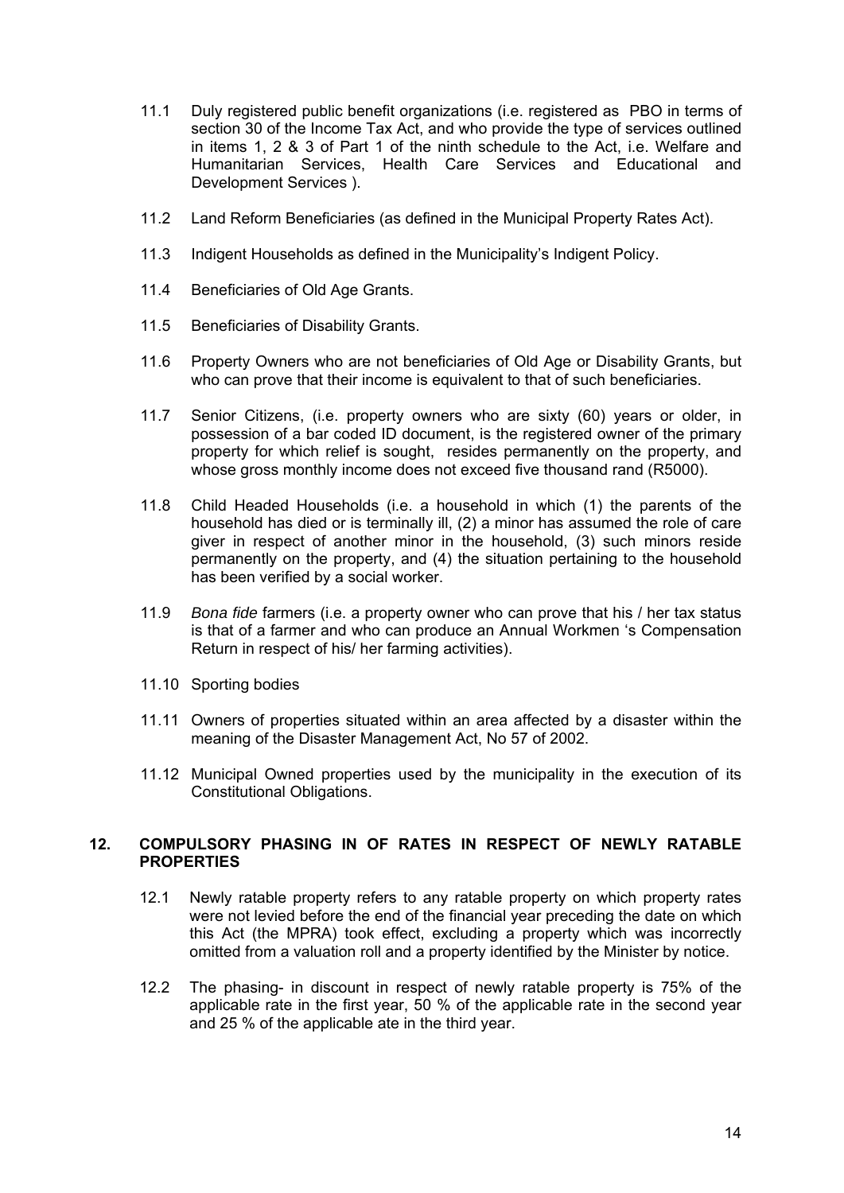11.1 Duly registered public benefit organizations (i.e. registered as PBO in terms of section 30 of the Income Tax Act, and who provide the type of services outlined in items 1, 2 & 3 of Part 1 of the ninth schedule to the Act, i.e. Welfare and Humanitarian Services, Health Care Services and Educational and Development Services ).

11.2 Land Reform Beneficiaries (as defined in the Municipal Property Rates Act).

11.3 Indigent Households as defined in the Municipality's Indigent Policy.

11.4 Beneficiaries of Old Age Grants.

11.5 Beneficiaries of Disability Grants.

11.6 Property Owners who are not beneficiaries of Old Age or Disability Grants, but who can prove that their income is equivalent to that of such beneficiaries.

11.7 Senior Citizens, (i.e. property owners who are sixty (60) years or older, in possession of a bar coded ID document, is the registered owner of the primary property for which relief is sought, resides permanently on the property, and whose gross monthly income does not exceed five thousand rand (R5000).

11.8 Child Headed Households (i.e. a household in which (1) the parents of the household has died or is terminally ill, (2) a minor has assumed the role of care giver in respect of another minor in the household, (3) such minors reside permanently on the property, and (4) the situation pertaining to the household has been verified by a social worker.

11.9 *Bona fide* farmers (i.e. a property owner who can prove that his / her tax status is that of a farmer and who can produce an Annual Workmen 's Compensation Return in respect of his/ her farming activities).

11.10 Sporting bodies

11.11 Owners of properties situated within an area affected by a disaster within the meaning of the Disaster Management Act, No 57 of 2002.

11.12 Municipal Owned properties used by the municipality in the execution of its Constitutional Obligations.

## 12. COMPULSORY PHASING IN OF RATES IN RESPECT OF NEWLY RATABLE PROPERTIES

12.1 Newly ratable property refers to any ratable property on which property rates were not levied before the end of the financial year preceding the date on which this Act (the MPRA) took effect, excluding a property which was incorrectly omitted from a valuation roll and a property identified by the Minister by notice.

12.2 The phasing- in discount in respect of newly ratable property is 75% of the applicable rate in the first year, 50 % of the applicable rate in the second year and 25 % of the applicable ate in the third year.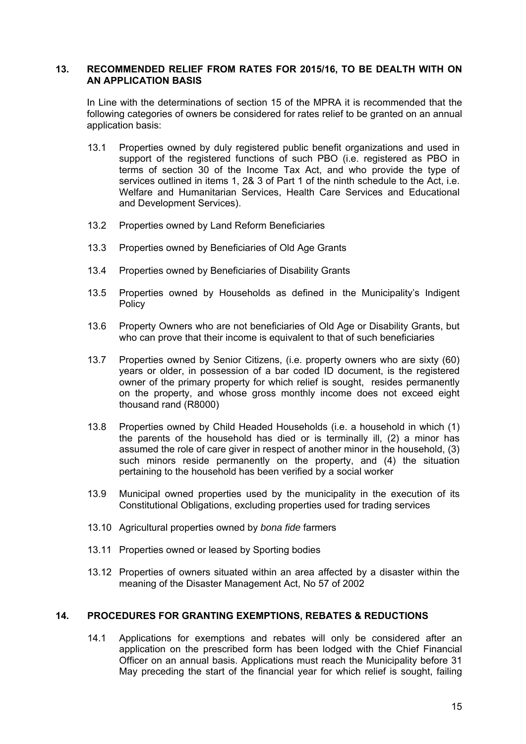## 13. RECOMMENDED RELIEF FROM RATES FOR 2015/16, TO BE DEALTH WITH ON AN APPLICATION BASIS

In Line with the determinations of section 15 of the MPRA it is recommended that the following categories of owners be considered for rates relief to be granted on an annual application basis:

13.1 Properties owned by duly registered public benefit organizations and used in support of the registered functions of such PBO (i.e. registered as PBO in terms of section 30 of the Income Tax Act, and who provide the type of services outlined in items 1, 2& 3 of Part 1 of the ninth schedule to the Act, i.e. Welfare and Humanitarian Services, Health Care Services and Educational and Development Services).

13.2 Properties owned by Land Reform Beneficiaries

13.3 Properties owned by Beneficiaries of Old Age Grants

13.4 Properties owned by Beneficiaries of Disability Grants

13.5 Properties owned by Households as defined in the Municipality's Indigent Policy

13.6 Property Owners who are not beneficiaries of Old Age or Disability Grants, but who can prove that their income is equivalent to that of such beneficiaries

13.7 Properties owned by Senior Citizens, (i.e. property owners who are sixty (60) years or older, in possession of a bar coded ID document, is the registered owner of the primary property for which relief is sought, resides permanently on the property, and whose gross monthly income does not exceed eight thousand rand (R8000)

13.8 Properties owned by Child Headed Households (i.e. a household in which (1) the parents of the household has died or is terminally ill, (2) a minor has assumed the role of care giver in respect of another minor in the household, (3) such minors reside permanently on the property, and (4) the situation pertaining to the household has been verified by a social worker

13.9 Municipal owned properties used by the municipality in the execution of its Constitutional Obligations, excluding properties used for trading services

13.10 Agricultural properties owned by *bona fide* farmers

13.11 Properties owned or leased by Sporting bodies

13.12 Properties of owners situated within an area affected by a disaster within the meaning of the Disaster Management Act, No 57 of 2002

## 14. PROCEDURES FOR GRANTING EXEMPTIONS, REBATES & REDUCTIONS

14.1 Applications for exemptions and rebates will only be considered after an application on the prescribed form has been lodged with the Chief Financial Officer on an annual basis. Applications must reach the Municipality before 31 May preceding the start of the financial year for which relief is sought, failing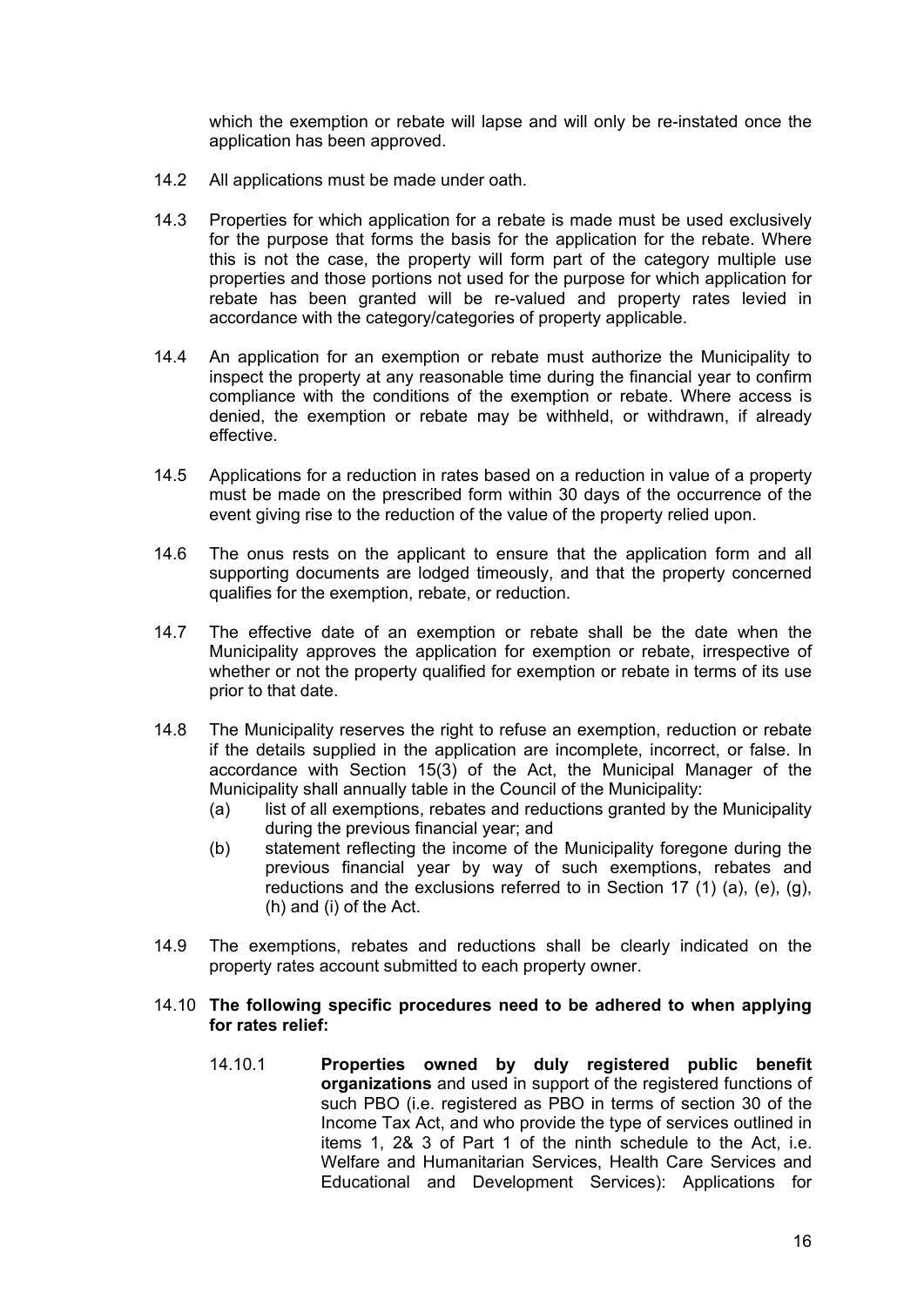which the exemption or rebate will lapse and will only be re-instated once the application has been approved.

14.2 All applications must be made under oath.

14.3 Properties for which application for a rebate is made must be used exclusively for the purpose that forms the basis for the application for the rebate. Where this is not the case, the property will form part of the category multiple use properties and those portions not used for the purpose for which application for rebate has been granted will be re-valued and property rates levied in accordance with the category/categories of property applicable.

14.4 An application for an exemption or rebate must authorize the Municipality to inspect the property at any reasonable time during the financial year to confirm compliance with the conditions of the exemption or rebate. Where access is denied, the exemption or rebate may be withheld, or withdrawn, if already effective.

14.5 Applications for a reduction in rates based on a reduction in value of a property must be made on the prescribed form within 30 days of the occurrence of the event giving rise to the reduction of the value of the property relied upon.

14.6 The onus rests on the applicant to ensure that the application form and all supporting documents are lodged timeously, and that the property concerned qualifies for the exemption, rebate, or reduction.

14.7 The effective date of an exemption or rebate shall be the date when the Municipality approves the application for exemption or rebate, irrespective of whether or not the property qualified for exemption or rebate in terms of its use prior to that date.

14.8 The Municipality reserves the right to refuse an exemption, reduction or rebate if the details supplied in the application are incomplete, incorrect, or false. In accordance with Section 15(3) of the Act, the Municipal Manager of the Municipality shall annually table in the Council of the Municipality:

(a) list of all exemptions, rebates and reductions granted by the Municipality during the previous financial year; and

(b) statement reflecting the income of the Municipality foregone during the previous financial year by way of such exemptions, rebates and reductions and the exclusions referred to in Section 17 (1) (a), (e), (g), (h) and (i) of the Act.

14.9 The exemptions, rebates and reductions shall be clearly indicated on the property rates account submitted to each property owner.

14.10 **The following specific procedures need to be adhered to when applying for rates relief:**

14.10.1 **Properties owned by duly registered public benefit organizations** and used in support of the registered functions of such PBO (i.e. registered as PBO in terms of section 30 of the Income Tax Act, and who provide the type of services outlined in items 1, 2& 3 of Part 1 of the ninth schedule to the Act, i.e. Welfare and Humanitarian Services, Health Care Services and Educational and Development Services): Applications for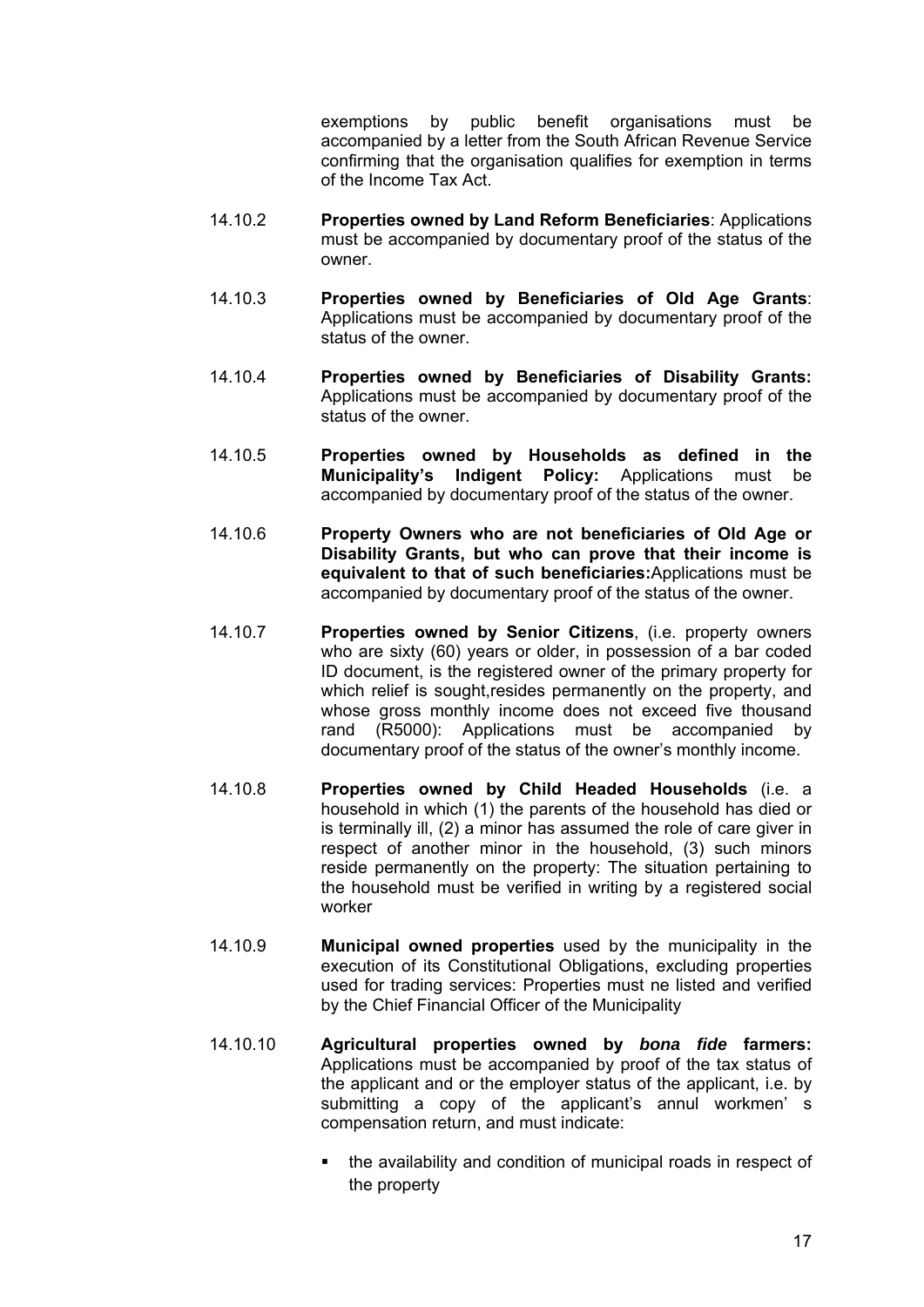exemptions by public benefit organisations must be accompanied by a letter from the South African Revenue Service confirming that the organisation qualifies for exemption in terms of the Income Tax Act.

14.10.2 **Properties owned by Land Reform Beneficiaries**: Applications must be accompanied by documentary proof of the status of the owner.

14.10.3 **Properties owned by Beneficiaries of Old Age Grants**: Applications must be accompanied by documentary proof of the status of the owner.

14.10.4 **Properties owned by Beneficiaries of Disability Grants:** Applications must be accompanied by documentary proof of the status of the owner.

14.10.5 **Properties owned by Households as defined in the Municipality's Indigent Policy:** Applications must be accompanied by documentary proof of the status of the owner.

14.10.6 **Property Owners who are not beneficiaries of Old Age or Disability Grants, but who can prove that their income is equivalent to that of such beneficiaries:**Applications must be accompanied by documentary proof of the status of the owner.

14.10.7 **Properties owned by Senior Citizens**, (i.e. property owners who are sixty (60) years or older, in possession of a bar coded ID document, is the registered owner of the primary property for which relief is sought,resides permanently on the property, and whose gross monthly income does not exceed five thousand rand (R5000): Applications must be accompanied by documentary proof of the status of the owner's monthly income.

14.10.8 **Properties owned by Child Headed Households** (i.e. a household in which (1) the parents of the household has died or is terminally ill, (2) a minor has assumed the role of care giver in respect of another minor in the household, (3) such minors reside permanently on the property: The situation pertaining to the household must be verified in writing by a registered social worker

14.10.9 **Municipal owned properties** used by the municipality in the execution of its Constitutional Obligations, excluding properties used for trading services: Properties must ne listed and verified by the Chief Financial Officer of the Municipality

14.10.10 **Agricultural properties owned by *bona fide* farmers:** Applications must be accompanied by proof of the tax status of the applicant and or the employer status of the applicant, i.e. by submitting a copy of the applicant's annul workmen' s compensation return, and must indicate:

- the availability and condition of municipal roads in respect of the property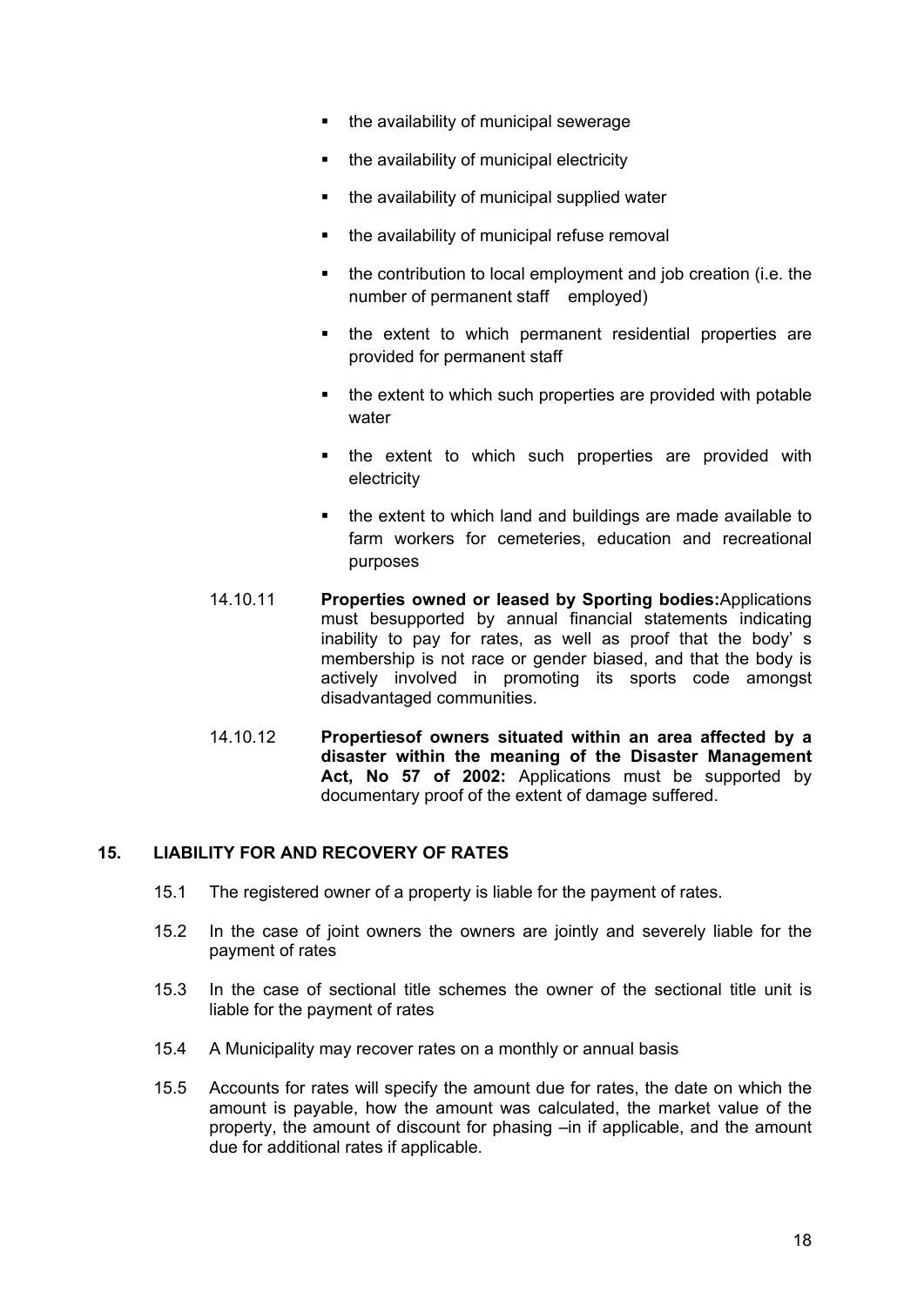- the availability of municipal sewerage
- the availability of municipal electricity
- the availability of municipal supplied water
- the availability of municipal refuse removal
- the contribution to local employment and job creation (i.e. the number of permanent staff employed)
- the extent to which permanent residential properties are provided for permanent staff
- the extent to which such properties are provided with potable water
- the extent to which such properties are provided with electricity
- the extent to which land and buildings are made available to farm workers for cemeteries, education and recreational purposes

14.10.11 **Properties owned or leased by Sporting bodies:**Applications must besupported by annual financial statements indicating inability to pay for rates, as well as proof that the body' s membership is not race or gender biased, and that the body is actively involved in promoting its sports code amongst disadvantaged communities.

14.10.12 **Propertiesof owners situated within an area affected by a disaster within the meaning of the Disaster Management Act, No 57 of 2002:** Applications must be supported by documentary proof of the extent of damage suffered.

## 15. LIABILITY FOR AND RECOVERY OF RATES

15.1 The registered owner of a property is liable for the payment of rates.

15.2 In the case of joint owners the owners are jointly and severely liable for the payment of rates

15.3 In the case of sectional title schemes the owner of the sectional title unit is liable for the payment of rates

15.4 A Municipality may recover rates on a monthly or annual basis

15.5 Accounts for rates will specify the amount due for rates, the date on which the amount is payable, how the amount was calculated, the market value of the property, the amount of discount for phasing –in if applicable, and the amount due for additional rates if applicable.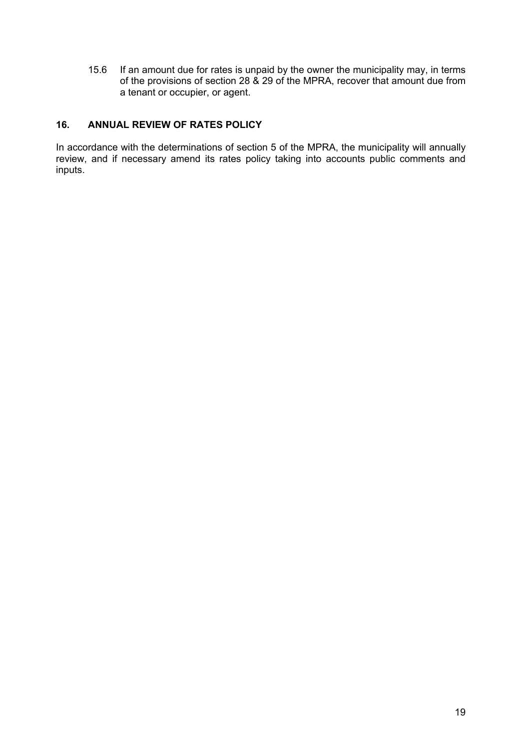15.6 If an amount due for rates is unpaid by the owner the municipality may, in terms of the provisions of section 28 & 29 of the MPRA, recover that amount due from a tenant or occupier, or agent.

## 16. ANNUAL REVIEW OF RATES POLICY

In accordance with the determinations of section 5 of the MPRA, the municipality will annually review, and if necessary amend its rates policy taking into accounts public comments and inputs.